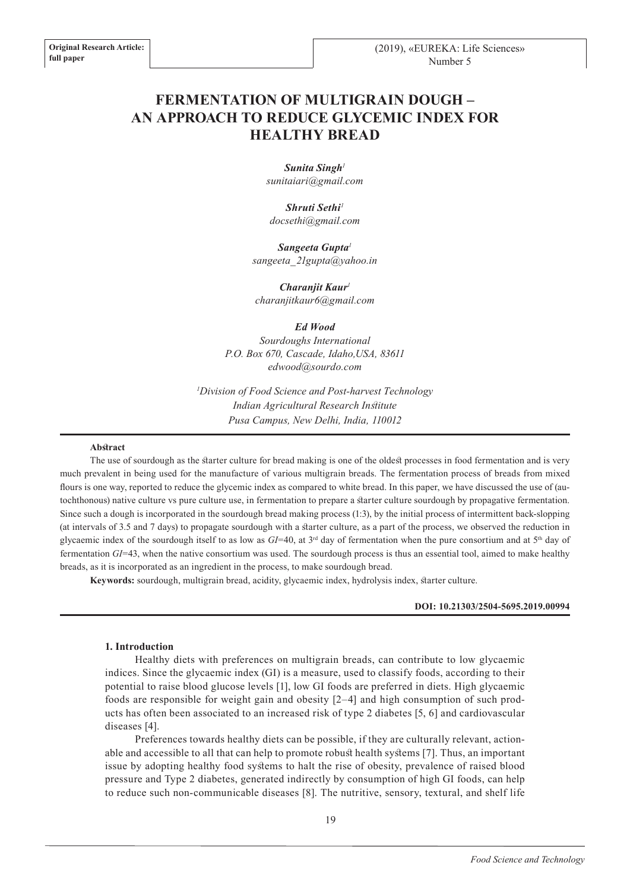Original Research Article: full paper

# FERMENTATION OF MULTIGRAIN DOUGH – AN APPROACH TO REDUCE GLYCEMIC INDEX FOR HEALTHY BREAD

***Sunita Singh***[1]
*sunitaiari@gmail.com*

***Shruti Sethi***[1]
*docsethi@gmail.com*

***Sangeeta Gupta***[1]
*sangeeta_21gupta@yahoo.in*

***Charanjit Kaur***[1]
*charanjitkaur6@gmail.com*

***Ed Wood***
*Sourdoughs International*
*P.O. Box 670, Cascade, Idaho,USA, 83611*
*edwood@sourdo.com*

[1]*Division of Food Science and Post-harvest Technology*
*Indian Agricultural Research Institute*
*Pusa Campus, New Delhi, India, 110012*

**Abstract**

The use of sourdough as the starter culture for bread making is one of the oldest processes in food fermentation and is very much prevalent in being used for the manufacture of various multigrain breads. The fermentation process of breads from mixed flours is one way, reported to reduce the glycemic index as compared to white bread. In this paper, we have discussed the use of (autochthonous) native culture vs pure culture use, in fermentation to prepare a starter culture sourdough by propagative fermentation. Since such a dough is incorporated in the sourdough bread making process (1:3), by the initial process of intermittent back-slopping (at intervals of 3.5 and 7 days) to propagate sourdough with a starter culture, as a part of the process, we observed the reduction in glycaemic index of the sourdough itself to as low as *GI*=40, at 3rd day of fermentation when the pure consortium and at 5th day of fermentation *GI*=43, when the native consortium was used. The sourdough process is thus an essential tool, aimed to make healthy breads, as it is incorporated as an ingredient in the process, to make sourdough bread.

**Keywords:** sourdough, multigrain bread, acidity, glycaemic index, hydrolysis index, starter culture.

**DOI: 10.21303/2504-5695.2019.00994**

## 1. Introduction

Healthy diets with preferences on multigrain breads, can contribute to low glycaemic indices. Since the glycaemic index (GI) is a measure, used to classify foods, according to their potential to raise blood glucose levels [1], low GI foods are preferred in diets. High glycaemic foods are responsible for weight gain and obesity [2–4] and high consumption of such products has often been associated to an increased risk of type 2 diabetes [5, 6] and cardiovascular diseases [4].

Preferences towards healthy diets can be possible, if they are culturally relevant, actionable and accessible to all that can help to promote robust health systems [7]. Thus, an important issue by adopting healthy food systems to halt the rise of obesity, prevalence of raised blood pressure and Type 2 diabetes, generated indirectly by consumption of high GI foods, can help to reduce such non-communicable diseases [8]. The nutritive, sensory, textural, and shelf life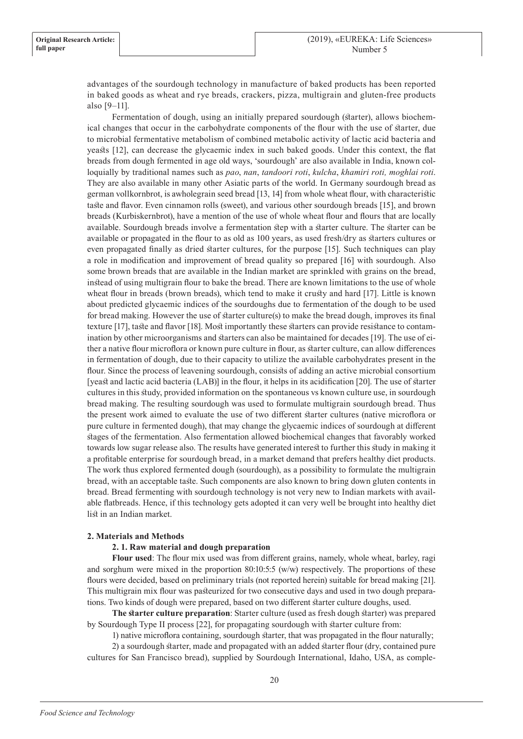advantages of the sourdough technology in manufacture of baked products has been reported in baked goods as wheat and rye breads, crackers, pizza, multigrain and gluten-free products also [9–11].

Fermentation of dough, using an initially prepared sourdough (starter), allows biochemical changes that occur in the carbohydrate components of the flour with the use of starter, due to microbial fermentative metabolism of combined metabolic activity of lactic acid bacteria and yeasts [12], can decrease the glycaemic index in such baked goods. Under this context, the flat breads from dough fermented in age old ways, 'sourdough' are also available in India, known colloquially by traditional names such as *pao*, *nan*, *tandoori roti*, *kulcha*, *khamiri roti, moghlai roti*. They are also available in many other Asiatic parts of the world. In Germany sourdough bread as german vollkornbrot, is awholegrain seed bread [13, 14] from whole wheat flour, with characteristic taste and flavor. Even cinnamon rolls (sweet), and various other sourdough breads [15], and brown breads (Kurbiskernbrot), have a mention of the use of whole wheat flour and flours that are locally available. Sourdough breads involve a fermentation step with a starter culture. The starter can be available or propagated in the flour to as old as 100 years, as used fresh/dry as starters cultures or even propagated finally as dried starter cultures, for the purpose [15]. Such techniques can play a role in modification and improvement of bread quality so prepared [16] with sourdough. Also some brown breads that are available in the Indian market are sprinkled with grains on the bread, instead of using multigrain flour to bake the bread. There are known limitations to the use of whole wheat flour in breads (brown breads), which tend to make it crusty and hard [17]. Little is known about predicted glycaemic indices of the sourdoughs due to fermentation of the dough to be used for bread making. However the use of starter culture(s) to make the bread dough, improves its final texture [17], taste and flavor [18]. Most importantly these starters can provide resistance to contamination by other microorganisms and starters can also be maintained for decades [19]. The use of either a native flour microflora or known pure culture in flour, as starter culture, can allow differences in fermentation of dough, due to their capacity to utilize the available carbohydrates present in the flour. Since the process of leavening sourdough, consists of adding an active microbial consortium [yeast and lactic acid bacteria (LAB)] in the flour, it helps in its acidification [20]. The use of starter cultures in this study, provided information on the spontaneous vs known culture use, in sourdough bread making. The resulting sourdough was used to formulate multigrain sourdough bread. Thus the present work aimed to evaluate the use of two different starter cultures (native microflora or pure culture in fermented dough), that may change the glycaemic indices of sourdough at different stages of the fermentation. Also fermentation allowed biochemical changes that favorably worked towards low sugar release also. The results have generated interest to further this study in making it a profitable enterprise for sourdough bread, in a market demand that prefers healthy diet products. The work thus explored fermented dough (sourdough), as a possibility to formulate the multigrain bread, with an acceptable taste. Such components are also known to bring down gluten contents in bread. Bread fermenting with sourdough technology is not very new to Indian markets with available flatbreads. Hence, if this technology gets adopted it can very well be brought into healthy diet list in an Indian market.

## 2. Materials and Methods

### 2. 1. Raw material and dough preparation

**Flour used**: The flour mix used was from different grains, namely, whole wheat, barley, ragi and sorghum were mixed in the proportion 80:10:5:5 (w/w) respectively. The proportions of these flours were decided, based on preliminary trials (not reported herein) suitable for bread making [21]. This multigrain mix flour was pasteurized for two consecutive days and used in two dough preparations. Two kinds of dough were prepared, based on two different starter culture doughs, used.

**The starter culture preparation**: Starter culture (used as fresh dough starter) was prepared by Sourdough Type II process [22], for propagating sourdough with starter culture from:

1) native microflora containing, sourdough starter, that was propagated in the flour naturally;

2) a sourdough starter, made and propagated with an added starter flour (dry, contained pure cultures for San Francisco bread), supplied by Sourdough International, Idaho, USA, as comple-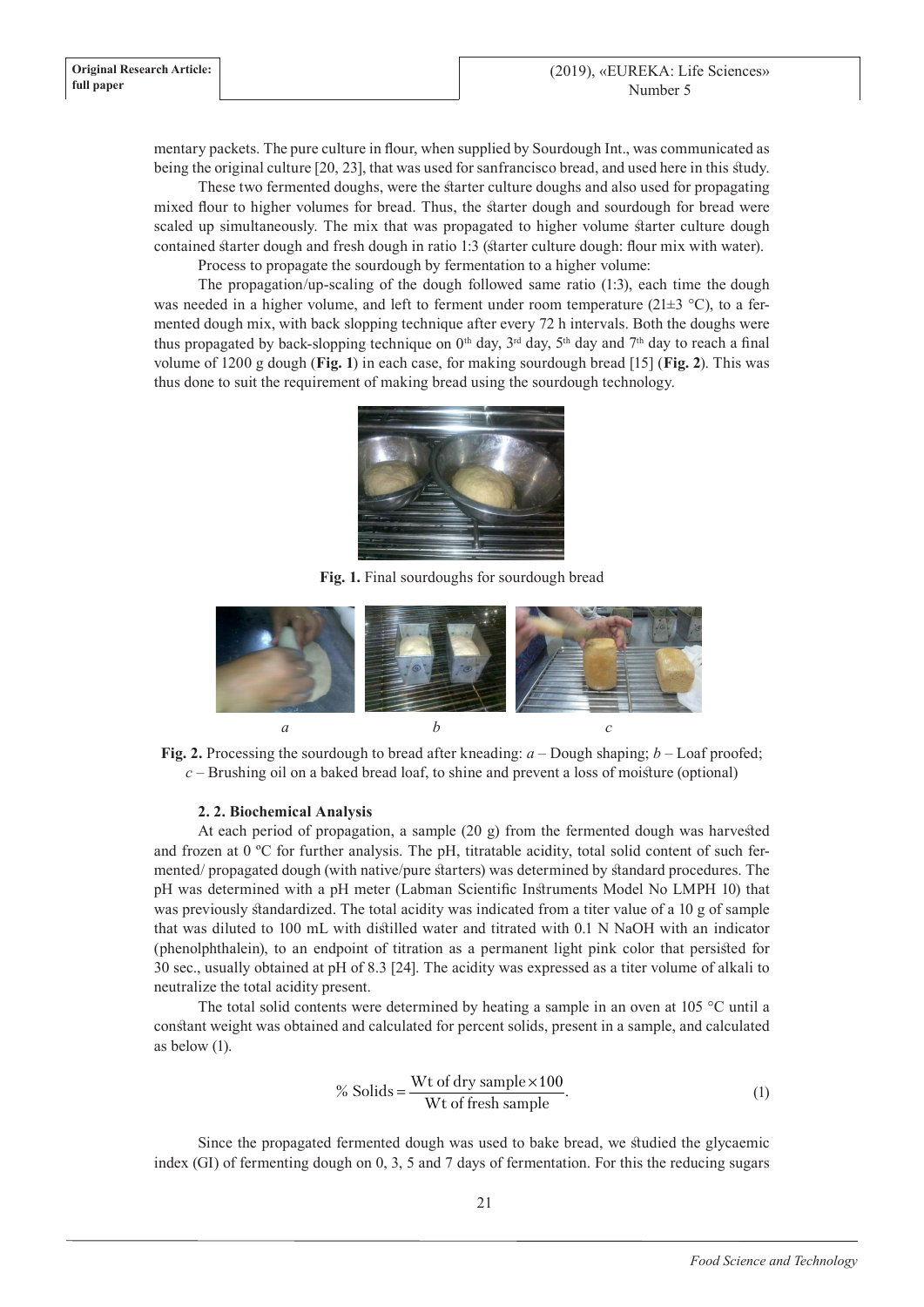mentary packets. The pure culture in flour, when supplied by Sourdough Int., was communicated as being the original culture [20, 23], that was used for sanfrancisco bread, and used here in this study.

These two fermented doughs, were the starter culture doughs and also used for propagating mixed flour to higher volumes for bread. Thus, the starter dough and sourdough for bread were scaled up simultaneously. The mix that was propagated to higher volume starter culture dough contained starter dough and fresh dough in ratio 1:3 (starter culture dough: flour mix with water).

Process to propagate the sourdough by fermentation to a higher volume:

The propagation/up-scaling of the dough followed same ratio (1:3), each time the dough was needed in a higher volume, and left to ferment under room temperature (21±3 °C), to a fermented dough mix, with back slopping technique after every 72 h intervals. Both the doughs were thus propagated by back-slopping technique on 0[th] day, 3[rd] day, 5[th] day and 7[th] day to reach a final volume of 1200 g dough (**Fig. 1**) in each case, for making sourdough bread [15] (**Fig. 2**). This was thus done to suit the requirement of making bread using the sourdough technology.

**Fig. 1.** Final sourdoughs for sourdough bread

*a* *b* *c*

**Fig. 2.** Processing the sourdough to bread after kneading: *a* – Dough shaping; *b* – Loaf proofed; *c* – Brushing oil on a baked bread loaf, to shine and prevent a loss of moisture (optional)

### 2. 2. Biochemical Analysis

At each period of propagation, a sample (20 g) from the fermented dough was harvested and frozen at 0 ºC for further analysis. The pH, titratable acidity, total solid content of such fermented/ propagated dough (with native/pure starters) was determined by standard procedures. The pH was determined with a pH meter (Labman Scientific Instruments Model No LMPH 10) that was previously standardized. The total acidity was indicated from a titer value of a 10 g of sample that was diluted to 100 mL with distilled water and titrated with 0.1 N NaOH with an indicator (phenolphthalein), to an endpoint of titration as a permanent light pink color that persisted for 30 sec., usually obtained at pH of 8.3 [24]. The acidity was expressed as a titer volume of alkali to neutralize the total acidity present.

The total solid contents were determined by heating a sample in an oven at 105 °C until a constant weight was obtained and calculated for percent solids, present in a sample, and calculated as below (1).

$$\%\ \text{Solids} = \frac{\text{Wt of dry sample} \times 100}{\text{Wt of fresh sample}}. \quad (1)$$

Since the propagated fermented dough was used to bake bread, we studied the glycaemic index (GI) of fermenting dough on 0, 3, 5 and 7 days of fermentation. For this the reducing sugars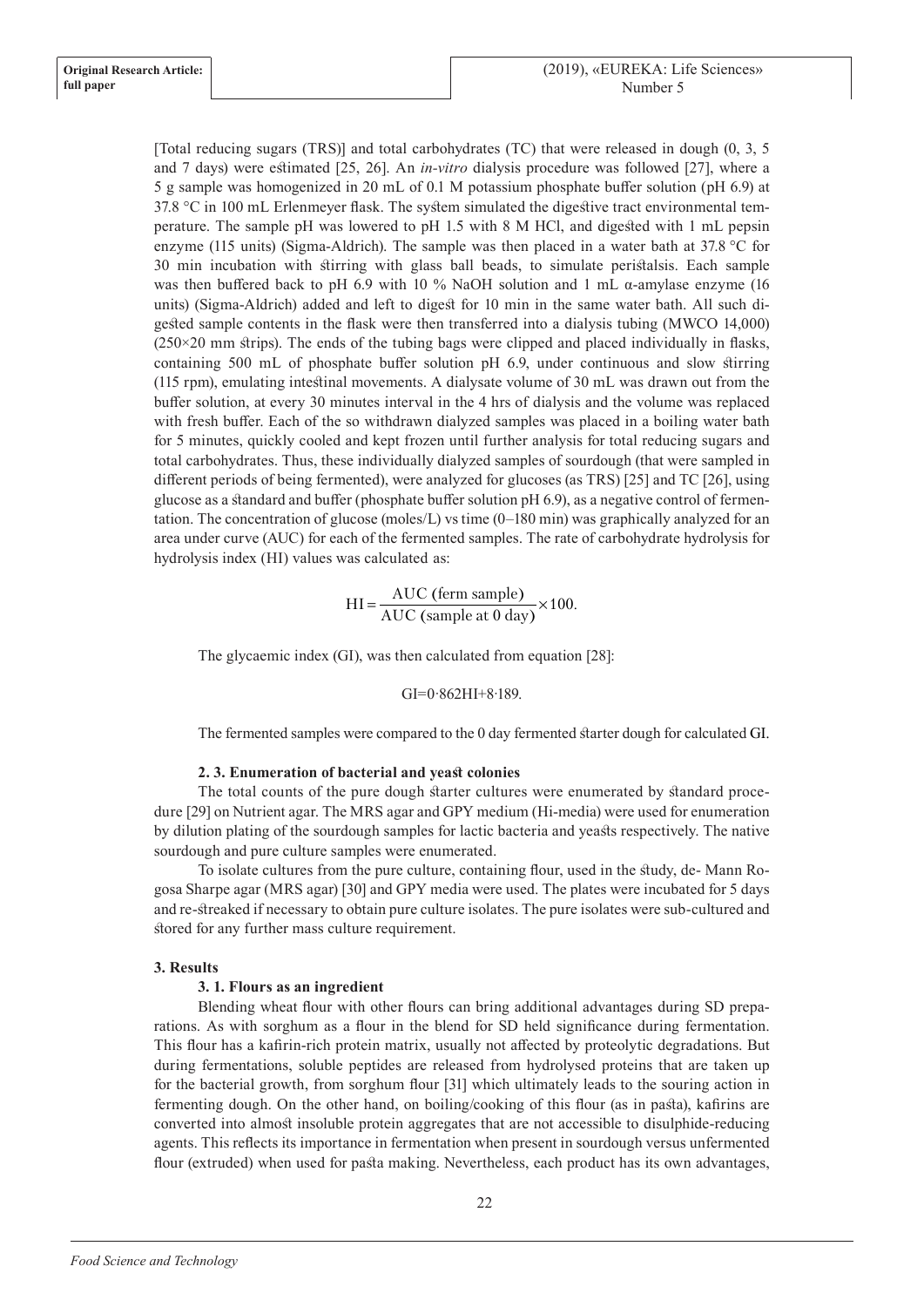[Total reducing sugars (TRS)] and total carbohydrates (TC) that were released in dough (0, 3, 5 and 7 days) were estimated [25, 26]. An *in-vitro* dialysis procedure was followed [27], where a 5 g sample was homogenized in 20 mL of 0.1 M potassium phosphate buffer solution (pH 6.9) at 37.8 °C in 100 mL Erlenmeyer flask. The system simulated the digestive tract environmental temperature. The sample pH was lowered to pH 1.5 with 8 M HCl, and digested with 1 mL pepsin enzyme (115 units) (Sigma-Aldrich). The sample was then placed in a water bath at 37.8 °C for 30 min incubation with stirring with glass ball beads, to simulate peristalsis. Each sample was then buffered back to pH 6.9 with 10 % NaOH solution and 1 mL α-amylase enzyme (16 units) (Sigma-Aldrich) added and left to digest for 10 min in the same water bath. All such digested sample contents in the flask were then transferred into a dialysis tubing (MWCO 14,000) (250×20 mm strips). The ends of the tubing bags were clipped and placed individually in flasks, containing 500 mL of phosphate buffer solution pH 6.9, under continuous and slow stirring (115 rpm), emulating intestinal movements. A dialysate volume of 30 mL was drawn out from the buffer solution, at every 30 minutes interval in the 4 hrs of dialysis and the volume was replaced with fresh buffer. Each of the so withdrawn dialyzed samples was placed in a boiling water bath for 5 minutes, quickly cooled and kept frozen until further analysis for total reducing sugars and total carbohydrates. Thus, these individually dialyzed samples of sourdough (that were sampled in different periods of being fermented), were analyzed for glucoses (as TRS) [25] and TC [26], using glucose as a standard and buffer (phosphate buffer solution pH 6.9), as a negative control of fermentation. The concentration of glucose (moles/L) vs time (0–180 min) was graphically analyzed for an area under curve (AUC) for each of the fermented samples. The rate of carbohydrate hydrolysis for hydrolysis index (HI) values was calculated as:

$$\mathrm{HI} = \frac{\mathrm{AUC\ (ferm\ sample)}}{\mathrm{AUC\ (sample\ at\ 0\ day)}} \times 100.$$

The glycaemic index (GI), was then calculated from equation [28]:

$$\mathrm{GI} = 0{\cdot}862\mathrm{HI} + 8{\cdot}189.$$

The fermented samples were compared to the 0 day fermented starter dough for calculated GI.

### 2. 3. Enumeration of bacterial and yeast colonies

The total counts of the pure dough starter cultures were enumerated by standard procedure [29] on Nutrient agar. The MRS agar and GPY medium (Hi-media) were used for enumeration by dilution plating of the sourdough samples for lactic bacteria and yeasts respectively. The native sourdough and pure culture samples were enumerated.

To isolate cultures from the pure culture, containing flour, used in the study, de- Mann Rogosa Sharpe agar (MRS agar) [30] and GPY media were used. The plates were incubated for 5 days and re-streaked if necessary to obtain pure culture isolates. The pure isolates were sub-cultured and stored for any further mass culture requirement.

## 3. Results

### 3. 1. Flours as an ingredient

Blending wheat flour with other flours can bring additional advantages during SD preparations. As with sorghum as a flour in the blend for SD held significance during fermentation. This flour has a kafirin-rich protein matrix, usually not affected by proteolytic degradations. But during fermentations, soluble peptides are released from hydrolysed proteins that are taken up for the bacterial growth, from sorghum flour [31] which ultimately leads to the souring action in fermenting dough. On the other hand, on boiling/cooking of this flour (as in pasta), kafirins are converted into almost insoluble protein aggregates that are not accessible to disulphide-reducing agents. This reflects its importance in fermentation when present in sourdough versus unfermented flour (extruded) when used for pasta making. Nevertheless, each product has its own advantages,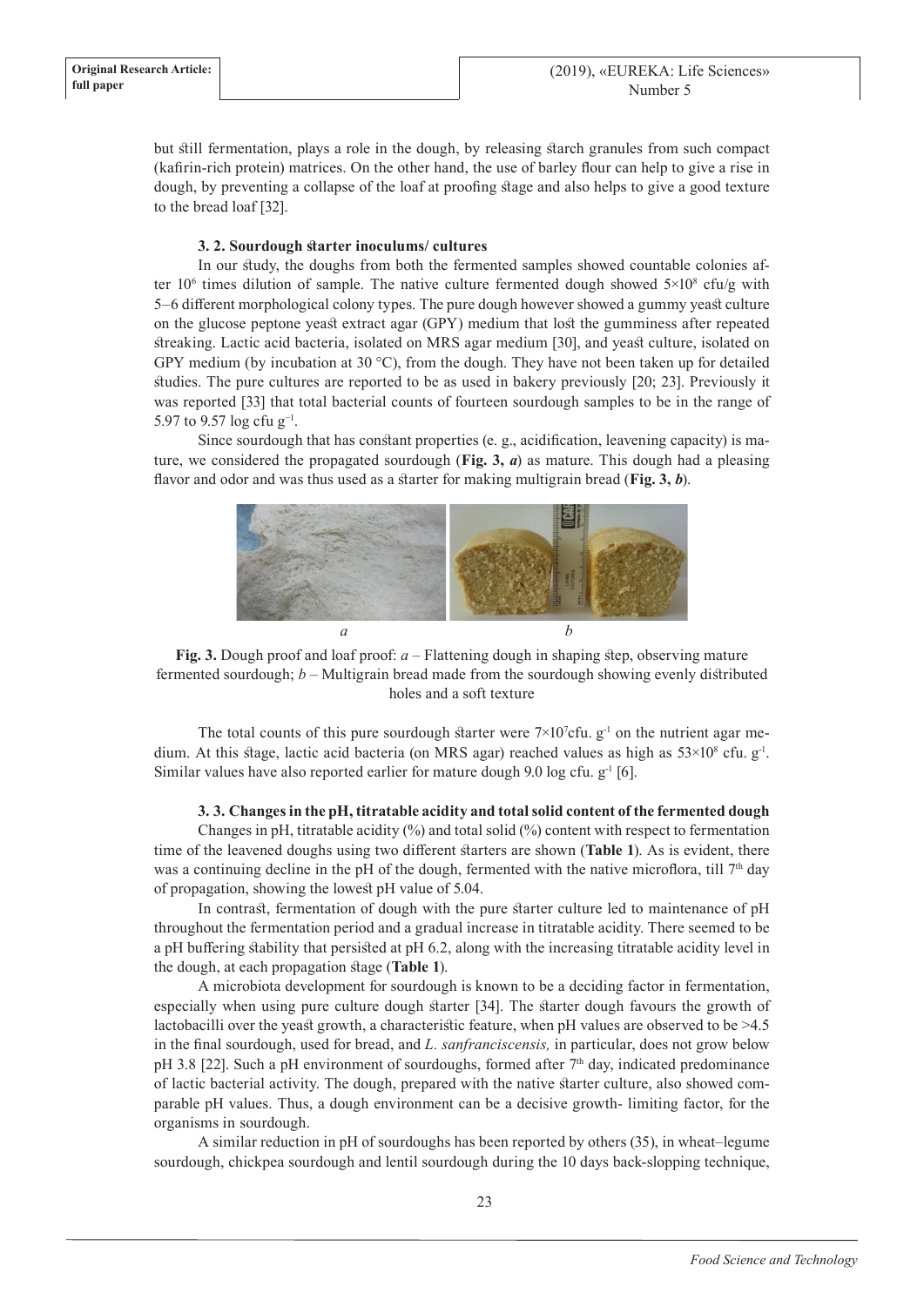but still fermentation, plays a role in the dough, by releasing starch granules from such compact (kafirin-rich protein) matrices. On the other hand, the use of barley flour can help to give a rise in dough, by preventing a collapse of the loaf at proofing stage and also helps to give a good texture to the bread loaf [32].

### 3. 2. Sourdough starter inoculums/ cultures

In our study, the doughs from both the fermented samples showed countable colonies after $10^6$ times dilution of sample. The native culture fermented dough showed $5\times10^8$ cfu/g with 5–6 different morphological colony types. The pure dough however showed a gummy yeast culture on the glucose peptone yeast extract agar (GPY) medium that lost the gumminess after repeated streaking. Lactic acid bacteria, isolated on MRS agar medium [30], and yeast culture, isolated on GPY medium (by incubation at 30 °C), from the dough. They have not been taken up for detailed studies. The pure cultures are reported to be as used in bakery previously [20; 23]. Previously it was reported [33] that total bacterial counts of fourteen sourdough samples to be in the range of 5.97 to 9.57 log cfu $g^{-1}$.

Since sourdough that has constant properties (e. g., acidification, leavening capacity) is mature, we considered the propagated sourdough (**Fig. 3, *a***) as mature. This dough had a pleasing flavor and odor and was thus used as a starter for making multigrain bread (**Fig. 3, *b***).

**Fig. 3.** Dough proof and loaf proof: *a* – Flattening dough in shaping step, observing mature fermented sourdough; *b* – Multigrain bread made from the sourdough showing evenly distributed holes and a soft texture

The total counts of this pure sourdough starter were $7\times10^7$cfu. $g^{-1}$ on the nutrient agar medium. At this stage, lactic acid bacteria (on MRS agar) reached values as high as $53\times10^8$ cfu. $g^{-1}$. Similar values have also reported earlier for mature dough 9.0 log cfu. $g^{-1}$ [6].

### 3. 3. Changes in the pH, titratable acidity and total solid content of the fermented dough

Changes in pH, titratable acidity (%) and total solid (%) content with respect to fermentation time of the leavened doughs using two different starters are shown (**Table 1**). As is evident, there was a continuing decline in the pH of the dough, fermented with the native microflora, till 7th day of propagation, showing the lowest pH value of 5.04.

In contrast, fermentation of dough with the pure starter culture led to maintenance of pH throughout the fermentation period and a gradual increase in titratable acidity. There seemed to be a pH buffering stability that persisted at pH 6.2, along with the increasing titratable acidity level in the dough, at each propagation stage (**Table 1**).

A microbiota development for sourdough is known to be a deciding factor in fermentation, especially when using pure culture dough starter [34]. The starter dough favours the growth of lactobacilli over the yeast growth, a characteristic feature, when pH values are observed to be >4.5 in the final sourdough, used for bread, and *L. sanfranciscensis,* in particular, does not grow below pH 3.8 [22]. Such a pH environment of sourdoughs, formed after 7th day, indicated predominance of lactic bacterial activity. The dough, prepared with the native starter culture, also showed comparable pH values. Thus, a dough environment can be a decisive growth- limiting factor, for the organisms in sourdough.

A similar reduction in pH of sourdoughs has been reported by others (35), in wheat–legume sourdough, chickpea sourdough and lentil sourdough during the 10 days back-slopping technique,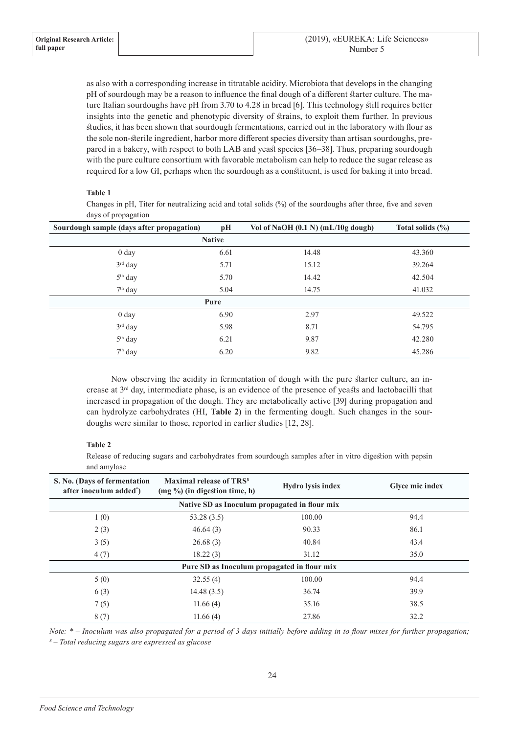as also with a corresponding increase in titratable acidity. Microbiota that develops in the changing pH of sourdough may be a reason to influence the final dough of a different starter culture. The mature Italian sourdoughs have pH from 3.70 to 4.28 in bread [6]. This technology still requires better insights into the genetic and phenotypic diversity of strains, to exploit them further. In previous studies, it has been shown that sourdough fermentations, carried out in the laboratory with flour as the sole non-sterile ingredient, harbor more different species diversity than artisan sourdoughs, prepared in a bakery, with respect to both LAB and yeast species [36–38]. Thus, preparing sourdough with the pure culture consortium with favorable metabolism can help to reduce the sugar release as required for a low GI, perhaps when the sourdough as a constituent, is used for baking it into bread.

**Table 1**

Changes in pH, Titer for neutralizing acid and total solids (%) of the sourdoughs after three, five and seven days of propagation

| Sourdough sample (days after propagation) | pH | Vol of NaOH (0.1 N) (mL/10g dough) | Total solids (%) |
|---|---|---|---|
| **Native** | | | |
| 0 day | 6.61 | 14.48 | 43.360 |
| 3rd day | 5.71 | 15.12 | 39.264 |
| 5th day | 5.70 | 14.42 | 42.504 |
| 7th day | 5.04 | 14.75 | 41.032 |
| **Pure** | | | |
| 0 day | 6.90 | 2.97 | 49.522 |
| 3rd day | 5.98 | 8.71 | 54.795 |
| 5th day | 6.21 | 9.87 | 42.280 |
| 7th day | 6.20 | 9.82 | 45.286 |

Now observing the acidity in fermentation of dough with the pure starter culture, an increase at 3rd day, intermediate phase, is an evidence of the presence of yeasts and lactobacilli that increased in propagation of the dough. They are metabolically active [39] during propagation and can hydrolyze carbohydrates (HI, **Table 2**) in the fermenting dough. Such changes in the sourdoughs were similar to those, reported in earlier studies [12, 28].

**Table 2**

Release of reducing sugars and carbohydrates from sourdough samples after in vitro digestion with pepsin and amylase

| S. No. (Days of fermentation after inoculum added*) | Maximal release of TRS$ (mg %) (in digestion time, h) | Hydro lysis index | Glyce mic index |
|---|---|---|---|
| **Native SD as Inoculum propagated in flour mix** | | | |
| 1 (0) | 53.28 (3.5) | 100.00 | 94.4 |
| 2 (3) | 46.64 (3) | 90.33 | 86.1 |
| 3 (5) | 26.68 (3) | 40.84 | 43.4 |
| 4 (7) | 18.22 (3) | 31.12 | 35.0 |
| **Pure SD as Inoculum propagated in flour mix** | | | |
| 5 (0) | 32.55 (4) | 100.00 | 94.4 |
| 6 (3) | 14.48 (3.5) | 36.74 | 39.9 |
| 7 (5) | 11.66 (4) | 35.16 | 38.5 |
| 8 (7) | 11.66 (4) | 27.86 | 32.2 |

*Note: * – Inoculum was also propagated for a period of 3 days initially before adding in to flour mixes for further propagation; $ – Total reducing sugars are expressed as glucose*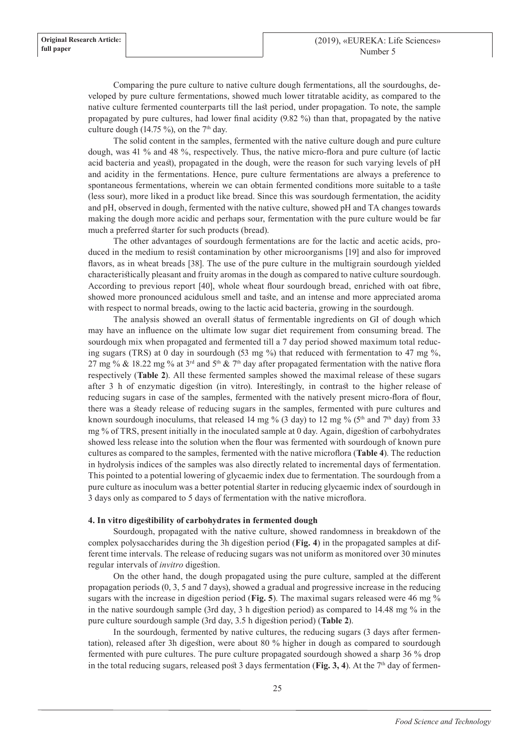Comparing the pure culture to native culture dough fermentations, all the sourdoughs, developed by pure culture fermentations, showed much lower titratable acidity, as compared to the native culture fermented counterparts till the last period, under propagation. To note, the sample propagated by pure cultures, had lower final acidity (9.82 %) than that, propagated by the native culture dough (14.75 %), on the 7th day.

The solid content in the samples, fermented with the native culture dough and pure culture dough, was 41 % and 48 %, respectively. Thus, the native micro-flora and pure culture (of lactic acid bacteria and yeast), propagated in the dough, were the reason for such varying levels of pH and acidity in the fermentations. Hence, pure culture fermentations are always a preference to spontaneous fermentations, wherein we can obtain fermented conditions more suitable to a taste (less sour), more liked in a product like bread. Since this was sourdough fermentation, the acidity and pH, observed in dough, fermented with the native culture, showed pH and TA changes towards making the dough more acidic and perhaps sour, fermentation with the pure culture would be far much a preferred starter for such products (bread).

The other advantages of sourdough fermentations are for the lactic and acetic acids, produced in the medium to resist contamination by other microorganisms [19] and also for improved flavors, as in wheat breads [38]. The use of the pure culture in the multigrain sourdough yielded characteristically pleasant and fruity aromas in the dough as compared to native culture sourdough. According to previous report [40], whole wheat flour sourdough bread, enriched with oat fibre, showed more pronounced acidulous smell and taste, and an intense and more appreciated aroma with respect to normal breads, owing to the lactic acid bacteria, growing in the sourdough.

The analysis showed an overall status of fermentable ingredients on GI of dough which may have an influence on the ultimate low sugar diet requirement from consuming bread. The sourdough mix when propagated and fermented till a 7 day period showed maximum total reducing sugars (TRS) at 0 day in sourdough (53 mg %) that reduced with fermentation to 47 mg %, 27 mg % & 18.22 mg % at 3rd and 5th & 7th day after propagated fermentation with the native flora respectively (**Table 2**). All these fermented samples showed the maximal release of these sugars after 3 h of enzymatic digestion (in vitro). Interestingly, in contrast to the higher release of reducing sugars in case of the samples, fermented with the natively present micro-flora of flour, there was a steady release of reducing sugars in the samples, fermented with pure cultures and known sourdough inoculums, that released 14 mg % (3 day) to 12 mg % (5th and 7th day) from 33 mg % of TRS, present initially in the inoculated sample at 0 day. Again, digestion of carbohydrates showed less release into the solution when the flour was fermented with sourdough of known pure cultures as compared to the samples, fermented with the native microflora (**Table 4**). The reduction in hydrolysis indices of the samples was also directly related to incremental days of fermentation. This pointed to a potential lowering of glycaemic index due to fermentation. The sourdough from a pure culture as inoculum was a better potential starter in reducing glycaemic index of sourdough in 3 days only as compared to 5 days of fermentation with the native microflora.

**4. In vitro digestibility of carbohydrates in fermented dough**

Sourdough, propagated with the native culture, showed randomness in breakdown of the complex polysaccharides during the 3h digestion period (**Fig. 4**) in the propagated samples at different time intervals. The release of reducing sugars was not uniform as monitored over 30 minutes regular intervals of *invitro* digestion.

On the other hand, the dough propagated using the pure culture, sampled at the different propagation periods (0, 3, 5 and 7 days), showed a gradual and progressive increase in the reducing sugars with the increase in digestion period (**Fig. 5**). The maximal sugars released were 46 mg % in the native sourdough sample (3rd day, 3 h digestion period) as compared to 14.48 mg % in the pure culture sourdough sample (3rd day, 3.5 h digestion period) (**Table 2**).

In the sourdough, fermented by native cultures, the reducing sugars (3 days after fermentation), released after 3h digestion, were about 80 % higher in dough as compared to sourdough fermented with pure cultures. The pure culture propagated sourdough showed a sharp 36 % drop in the total reducing sugars, released post 3 days fermentation (**Fig. 3, 4**). At the 7th day of fermen-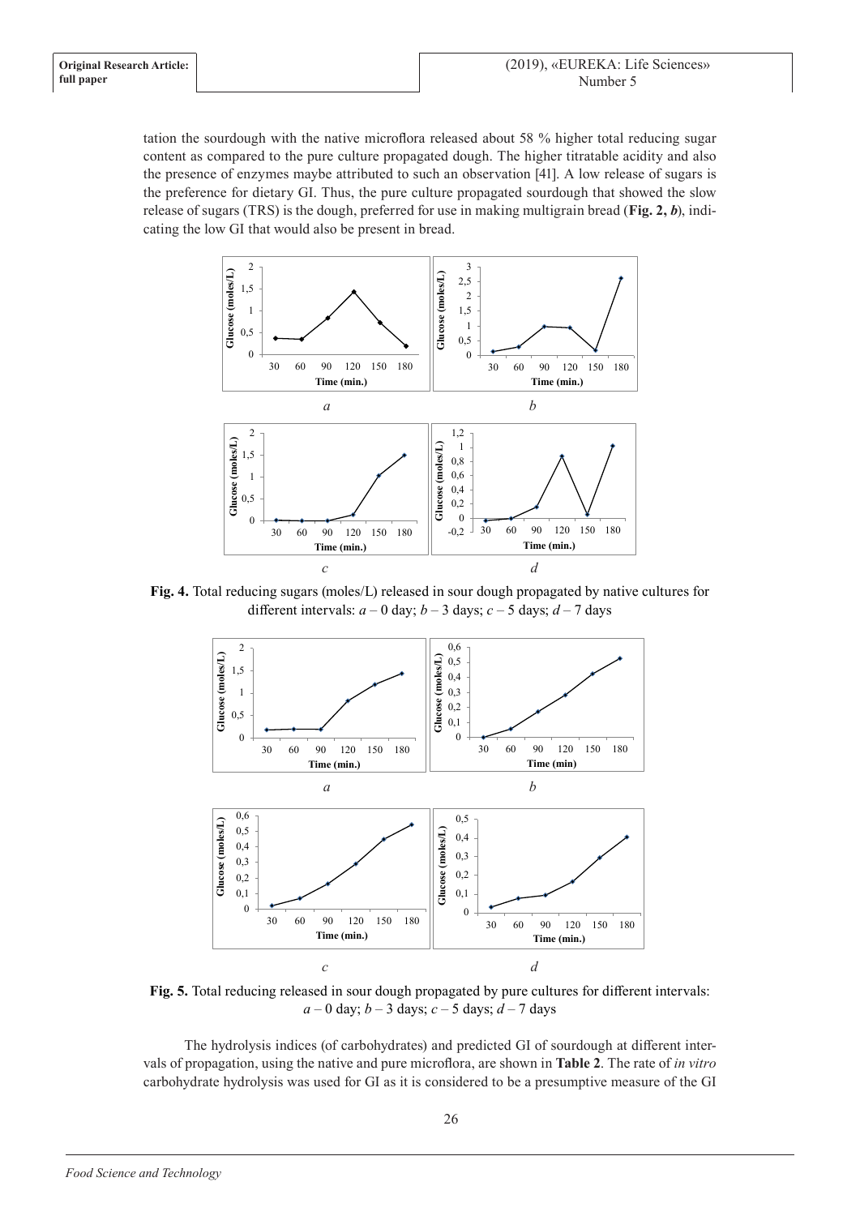tation the sourdough with the native microflora released about 58 % higher total reducing sugar content as compared to the pure culture propagated dough. The higher titratable acidity and also the presence of enzymes maybe attributed to such an observation [41]. A low release of sugars is the preference for dietary GI. Thus, the pure culture propagated sourdough that showed the slow release of sugars (TRS) is the dough, preferred for use in making multigrain bread (**Fig. 2, *b***), indicating the low GI that would also be present in bread.

**Fig. 4.** Total reducing sugars (moles/L) released in sour dough propagated by native cultures for different intervals: *a* – 0 day; *b* – 3 days; *c* – 5 days; *d* – 7 days

**Fig. 5.** Total reducing released in sour dough propagated by pure cultures for different intervals: *a* – 0 day; *b* – 3 days; *c* – 5 days; *d* – 7 days

The hydrolysis indices (of carbohydrates) and predicted GI of sourdough at different intervals of propagation, using the native and pure microflora, are shown in **Table 2**. The rate of *in vitro* carbohydrate hydrolysis was used for GI as it is considered to be a presumptive measure of the GI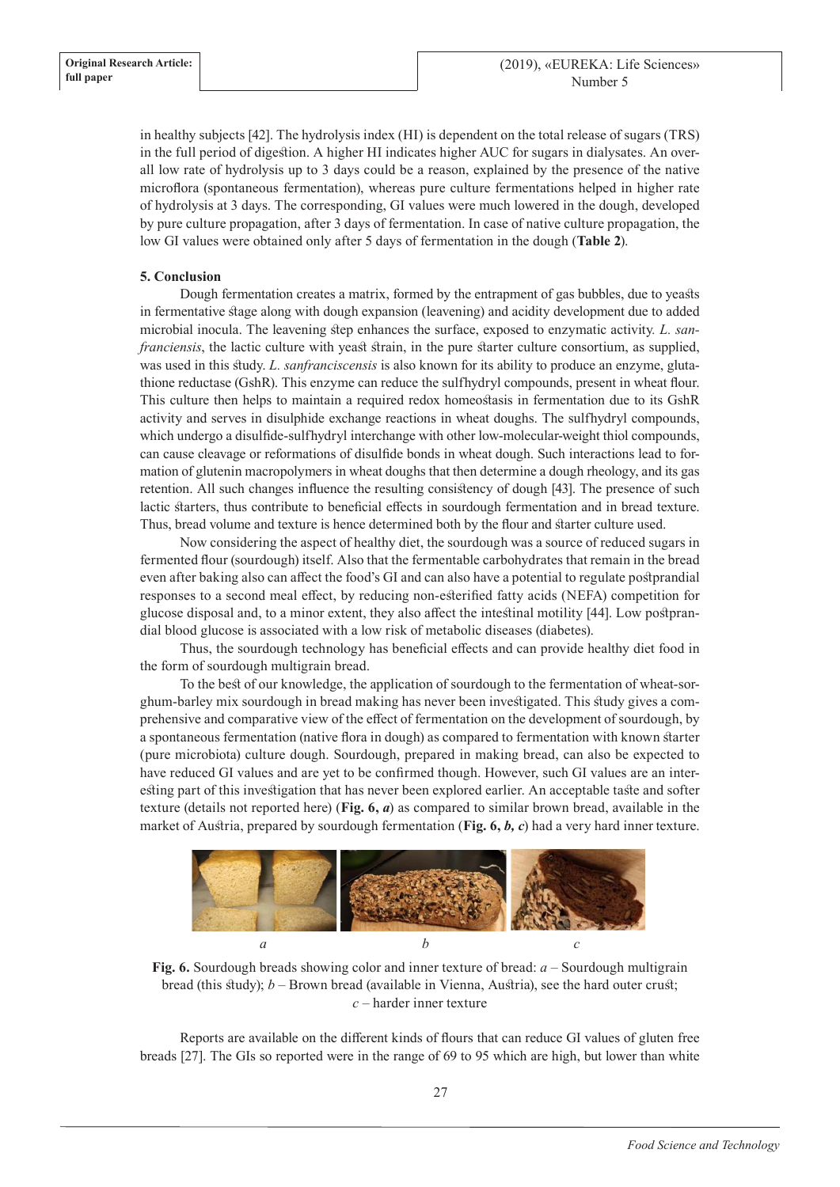in healthy subjects [42]. The hydrolysis index (HI) is dependent on the total release of sugars (TRS) in the full period of digestion. A higher HI indicates higher AUC for sugars in dialysates. An overall low rate of hydrolysis up to 3 days could be a reason, explained by the presence of the native microflora (spontaneous fermentation), whereas pure culture fermentations helped in higher rate of hydrolysis at 3 days. The corresponding, GI values were much lowered in the dough, developed by pure culture propagation, after 3 days of fermentation. In case of native culture propagation, the low GI values were obtained only after 5 days of fermentation in the dough (**Table 2**).

## 5. Conclusion

Dough fermentation creates a matrix, formed by the entrapment of gas bubbles, due to yeasts in fermentative stage along with dough expansion (leavening) and acidity development due to added microbial inocula. The leavening step enhances the surface, exposed to enzymatic activity. *L. sanfranciensis*, the lactic culture with yeast strain, in the pure starter culture consortium, as supplied, was used in this study. *L. sanfranciscensis* is also known for its ability to produce an enzyme, glutathione reductase (GshR). This enzyme can reduce the sulfhydryl compounds, present in wheat flour. This culture then helps to maintain a required redox homeostasis in fermentation due to its GshR activity and serves in disulphide exchange reactions in wheat doughs. The sulfhydryl compounds, which undergo a disulfide-sulfhydryl interchange with other low-molecular-weight thiol compounds, can cause cleavage or reformations of disulfide bonds in wheat dough. Such interactions lead to formation of glutenin macropolymers in wheat doughs that then determine a dough rheology, and its gas retention. All such changes influence the resulting consistency of dough [43]. The presence of such lactic starters, thus contribute to beneficial effects in sourdough fermentation and in bread texture. Thus, bread volume and texture is hence determined both by the flour and starter culture used.

Now considering the aspect of healthy diet, the sourdough was a source of reduced sugars in fermented flour (sourdough) itself. Also that the fermentable carbohydrates that remain in the bread even after baking also can affect the food's GI and can also have a potential to regulate postprandial responses to a second meal effect, by reducing non-esterified fatty acids (NEFA) competition for glucose disposal and, to a minor extent, they also affect the intestinal motility [44]. Low postprandial blood glucose is associated with a low risk of metabolic diseases (diabetes).

Thus, the sourdough technology has beneficial effects and can provide healthy diet food in the form of sourdough multigrain bread.

To the best of our knowledge, the application of sourdough to the fermentation of wheat-sorghum-barley mix sourdough in bread making has never been investigated. This study gives a comprehensive and comparative view of the effect of fermentation on the development of sourdough, by a spontaneous fermentation (native flora in dough) as compared to fermentation with known starter (pure microbiota) culture dough. Sourdough, prepared in making bread, can also be expected to have reduced GI values and are yet to be confirmed though. However, such GI values are an interesting part of this investigation that has never been explored earlier. An acceptable taste and softer texture (details not reported here) (**Fig. 6, *a***) as compared to similar brown bread, available in the market of Austria, prepared by sourdough fermentation (**Fig. 6, *b, c***) had a very hard inner texture.

**Fig. 6.** Sourdough breads showing color and inner texture of bread: *a* – Sourdough multigrain bread (this study); *b* – Brown bread (available in Vienna, Austria), see the hard outer crust; *c* – harder inner texture

Reports are available on the different kinds of flours that can reduce GI values of gluten free breads [27]. The GIs so reported were in the range of 69 to 95 which are high, but lower than white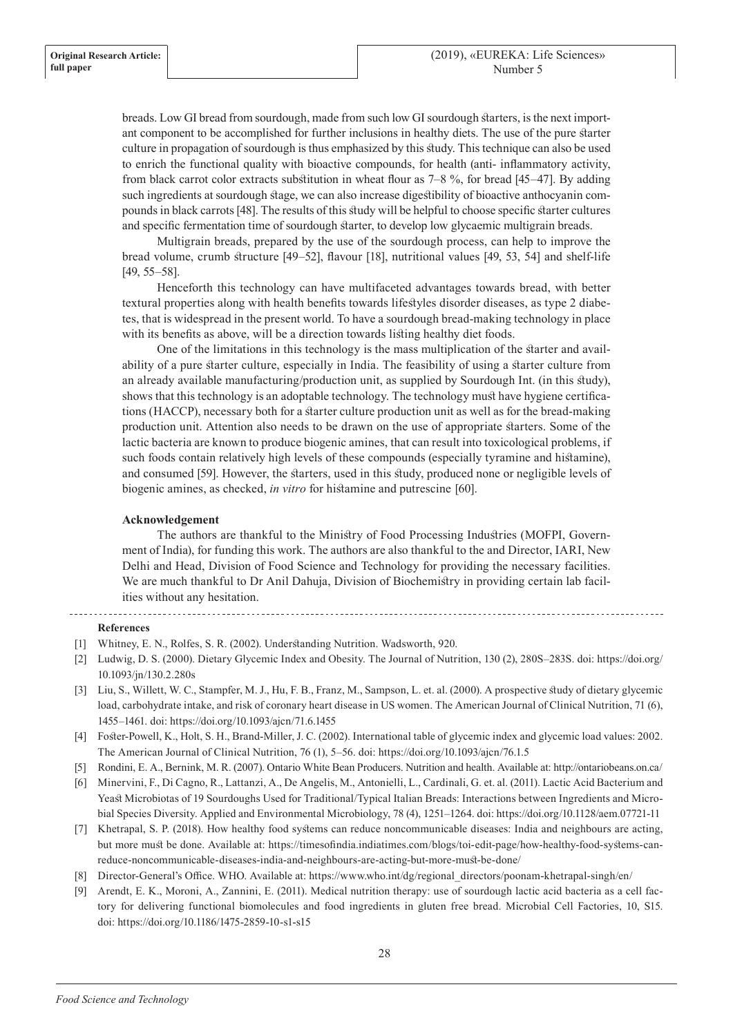breads. Low GI bread from sourdough, made from such low GI sourdough starters, is the next important component to be accomplished for further inclusions in healthy diets. The use of the pure starter culture in propagation of sourdough is thus emphasized by this study. This technique can also be used to enrich the functional quality with bioactive compounds, for health (anti- inflammatory activity, from black carrot color extracts substitution in wheat flour as 7–8 %, for bread [45–47]. By adding such ingredients at sourdough stage, we can also increase digestibility of bioactive anthocyanin compounds in black carrots [48]. The results of this study will be helpful to choose specific starter cultures and specific fermentation time of sourdough starter, to develop low glycaemic multigrain breads.

Multigrain breads, prepared by the use of the sourdough process, can help to improve the bread volume, crumb structure [49–52], flavour [18], nutritional values [49, 53, 54] and shelf-life [49, 55–58].

Henceforth this technology can have multifaceted advantages towards bread, with better textural properties along with health benefits towards lifestyles disorder diseases, as type 2 diabetes, that is widespread in the present world. To have a sourdough bread-making technology in place with its benefits as above, will be a direction towards listing healthy diet foods.

One of the limitations in this technology is the mass multiplication of the starter and availability of a pure starter culture, especially in India. The feasibility of using a starter culture from an already available manufacturing/production unit, as supplied by Sourdough Int. (in this study), shows that this technology is an adoptable technology. The technology must have hygiene certifications (HACCP), necessary both for a starter culture production unit as well as for the bread-making production unit. Attention also needs to be drawn on the use of appropriate starters. Some of the lactic bacteria are known to produce biogenic amines, that can result into toxicological problems, if such foods contain relatively high levels of these compounds (especially tyramine and histamine), and consumed [59]. However, the starters, used in this study, produced none or negligible levels of biogenic amines, as checked, *in vitro* for histamine and putrescine [60].

**Acknowledgement**

The authors are thankful to the Ministry of Food Processing Industries (MOFPI, Government of India), for funding this work. The authors are also thankful to the and Director, IARI, New Delhi and Head, Division of Food Science and Technology for providing the necessary facilities. We are much thankful to Dr Anil Dahuja, Division of Biochemistry in providing certain lab facilities without any hesitation.

**References**

[1] Whitney, E. N., Rolfes, S. R. (2002). Understanding Nutrition. Wadsworth, 920.

[2] Ludwig, D. S. (2000). Dietary Glycemic Index and Obesity. The Journal of Nutrition, 130 (2), 280S–283S. doi: https://doi.org/10.1093/jn/130.2.280s

[3] Liu, S., Willett, W. C., Stampfer, M. J., Hu, F. B., Franz, M., Sampson, L. et. al. (2000). A prospective study of dietary glycemic load, carbohydrate intake, and risk of coronary heart disease in US women. The American Journal of Clinical Nutrition, 71 (6), 1455–1461. doi: https://doi.org/10.1093/ajcn/71.6.1455

[4] Foster-Powell, K., Holt, S. H., Brand-Miller, J. C. (2002). International table of glycemic index and glycemic load values: 2002. The American Journal of Clinical Nutrition, 76 (1), 5–56. doi: https://doi.org/10.1093/ajcn/76.1.5

[5] Rondini, E. A., Bernink, M. R. (2007). Ontario White Bean Producers. Nutrition and health. Available at: http://ontariobeans.on.ca/

[6] Minervini, F., Di Cagno, R., Lattanzi, A., De Angelis, M., Antonielli, L., Cardinali, G. et. al. (2011). Lactic Acid Bacterium and Yeast Microbiotas of 19 Sourdoughs Used for Traditional/Typical Italian Breads: Interactions between Ingredients and Microbial Species Diversity. Applied and Environmental Microbiology, 78 (4), 1251–1264. doi: https://doi.org/10.1128/aem.07721-11

[7] Khetrapal, S. P. (2018). How healthy food systems can reduce noncommunicable diseases: India and neighbours are acting, but more must be done. Available at: https://timesofindia.indiatimes.com/blogs/toi-edit-page/how-healthy-food-systems-can-reduce-noncommunicable-diseases-india-and-neighbours-are-acting-but-more-must-be-done/

[8] Director-General's Office. WHO. Available at: https://www.who.int/dg/regional_directors/poonam-khetrapal-singh/en/

[9] Arendt, E. K., Moroni, A., Zannini, E. (2011). Medical nutrition therapy: use of sourdough lactic acid bacteria as a cell factory for delivering functional biomolecules and food ingredients in gluten free bread. Microbial Cell Factories, 10, S15. doi: https://doi.org/10.1186/1475-2859-10-s1-s15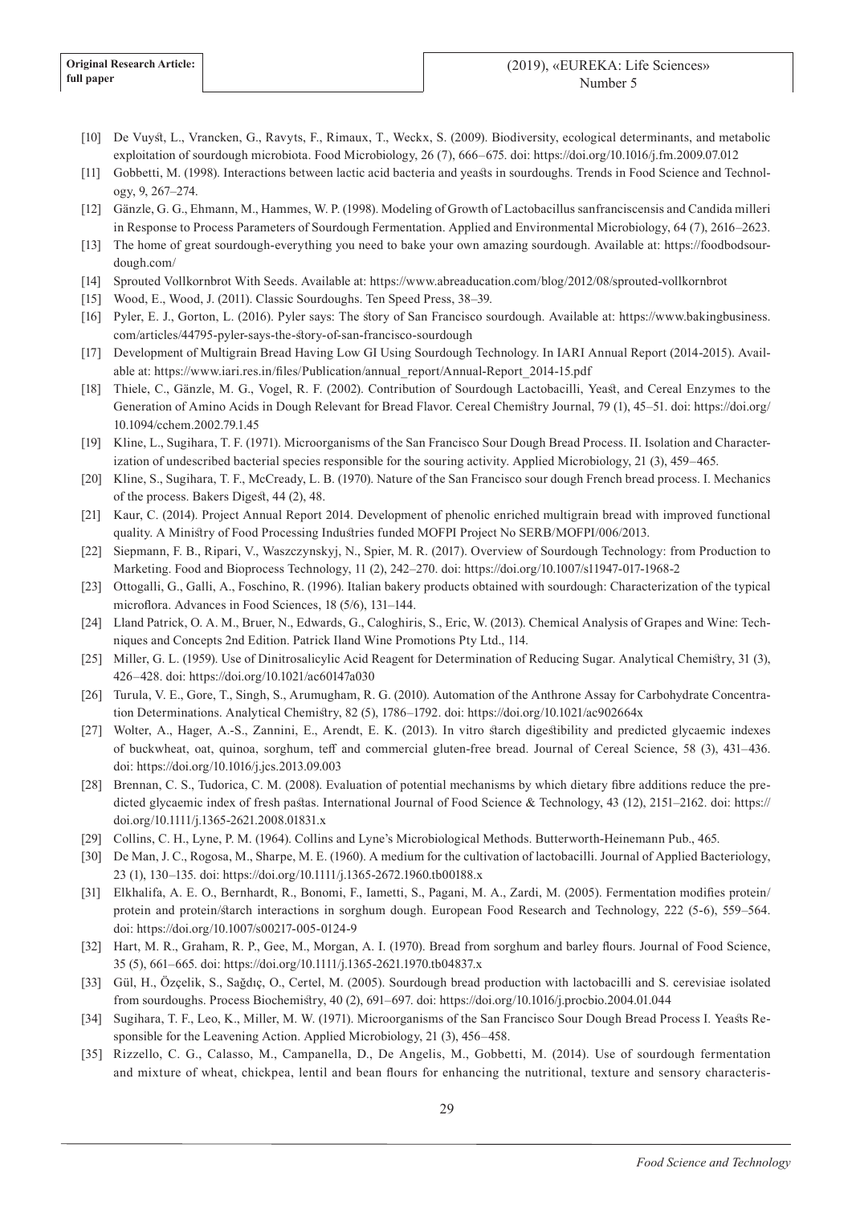[10] De Vuyst, L., Vrancken, G., Ravyts, F., Rimaux, T., Weckx, S. (2009). Biodiversity, ecological determinants, and metabolic exploitation of sourdough microbiota. Food Microbiology, 26 (7), 666–675. doi: https://doi.org/10.1016/j.fm.2009.07.012

[11] Gobbetti, M. (1998). Interactions between lactic acid bacteria and yeasts in sourdoughs. Trends in Food Science and Technology, 9, 267–274.

[12] Gänzle, G. G., Ehmann, M., Hammes, W. P. (1998). Modeling of Growth of Lactobacillus sanfranciscensis and Candida milleri in Response to Process Parameters of Sourdough Fermentation. Applied and Environmental Microbiology, 64 (7), 2616–2623.

[13] The home of great sourdough-everything you need to bake your own amazing sourdough. Available at: https://foodbodsourdough.com/

[14] Sprouted Vollkornbrot With Seeds. Available at: https://www.abreaducation.com/blog/2012/08/sprouted-vollkornbrot

[15] Wood, E., Wood, J. (2011). Classic Sourdoughs. Ten Speed Press, 38–39.

[16] Pyler, E. J., Gorton, L. (2016). Pyler says: The story of San Francisco sourdough. Available at: https://www.bakingbusiness.com/articles/44795-pyler-says-the-story-of-san-francisco-sourdough

[17] Development of Multigrain Bread Having Low GI Using Sourdough Technology. In IARI Annual Report (2014-2015). Available at: https://www.iari.res.in/files/Publication/annual_report/Annual-Report_2014-15.pdf

[18] Thiele, C., Gänzle, M. G., Vogel, R. F. (2002). Contribution of Sourdough Lactobacilli, Yeast, and Cereal Enzymes to the Generation of Amino Acids in Dough Relevant for Bread Flavor. Cereal Chemistry Journal, 79 (1), 45–51. doi: https://doi.org/10.1094/cchem.2002.79.1.45

[19] Kline, L., Sugihara, T. F. (1971). Microorganisms of the San Francisco Sour Dough Bread Process. II. Isolation and Characterization of undescribed bacterial species responsible for the souring activity. Applied Microbiology, 21 (3), 459–465.

[20] Kline, S., Sugihara, T. F., McCready, L. B. (1970). Nature of the San Francisco sour dough French bread process. I. Mechanics of the process. Bakers Digest, 44 (2), 48.

[21] Kaur, C. (2014). Project Annual Report 2014. Development of phenolic enriched multigrain bread with improved functional quality. A Ministry of Food Processing Industries funded MOFPI Project No SERB/MOFPI/006/2013.

[22] Siepmann, F. B., Ripari, V., Waszczynskyj, N., Spier, M. R. (2017). Overview of Sourdough Technology: from Production to Marketing. Food and Bioprocess Technology, 11 (2), 242–270. doi: https://doi.org/10.1007/s11947-017-1968-2

[23] Ottogalli, G., Galli, A., Foschino, R. (1996). Italian bakery products obtained with sourdough: Characterization of the typical microflora. Advances in Food Sciences, 18 (5/6), 131–144.

[24] Lland Patrick, O. A. M., Bruer, N., Edwards, G., Caloghiris, S., Eric, W. (2013). Chemical Analysis of Grapes and Wine: Techniques and Concepts 2nd Edition. Patrick Iland Wine Promotions Pty Ltd., 114.

[25] Miller, G. L. (1959). Use of Dinitrosalicylic Acid Reagent for Determination of Reducing Sugar. Analytical Chemistry, 31 (3), 426–428. doi: https://doi.org/10.1021/ac60147a030

[26] Turula, V. E., Gore, T., Singh, S., Arumugham, R. G. (2010). Automation of the Anthrone Assay for Carbohydrate Concentration Determinations. Analytical Chemistry, 82 (5), 1786–1792. doi: https://doi.org/10.1021/ac902664x

[27] Wolter, A., Hager, A.-S., Zannini, E., Arendt, E. K. (2013). In vitro starch digestibility and predicted glycaemic indexes of buckwheat, oat, quinoa, sorghum, teff and commercial gluten-free bread. Journal of Cereal Science, 58 (3), 431–436. doi: https://doi.org/10.1016/j.jcs.2013.09.003

[28] Brennan, C. S., Tudorica, C. M. (2008). Evaluation of potential mechanisms by which dietary fibre additions reduce the predicted glycaemic index of fresh pastas. International Journal of Food Science & Technology, 43 (12), 2151–2162. doi: https://doi.org/10.1111/j.1365-2621.2008.01831.x

[29] Collins, C. H., Lyne, P. M. (1964). Collins and Lyne's Microbiological Methods. Butterworth-Heinemann Pub., 465.

[30] De Man, J. C., Rogosa, M., Sharpe, M. E. (1960). A medium for the cultivation of lactobacilli. Journal of Applied Bacteriology, 23 (1), 130–135. doi: https://doi.org/10.1111/j.1365-2672.1960.tb00188.x

[31] Elkhalifa, A. E. O., Bernhardt, R., Bonomi, F., Iametti, S., Pagani, M. A., Zardi, M. (2005). Fermentation modifies protein/protein and protein/starch interactions in sorghum dough. European Food Research and Technology, 222 (5-6), 559–564. doi: https://doi.org/10.1007/s00217-005-0124-9

[32] Hart, M. R., Graham, R. P., Gee, M., Morgan, A. I. (1970). Bread from sorghum and barley flours. Journal of Food Science, 35 (5), 661–665. doi: https://doi.org/10.1111/j.1365-2621.1970.tb04837.x

[33] Gül, H., Özçelik, S., Sağdıç, O., Certel, M. (2005). Sourdough bread production with lactobacilli and S. cerevisiae isolated from sourdoughs. Process Biochemistry, 40 (2), 691–697. doi: https://doi.org/10.1016/j.procbio.2004.01.044

[34] Sugihara, T. F., Leo, K., Miller, M. W. (1971). Microorganisms of the San Francisco Sour Dough Bread Process I. Yeasts Responsible for the Leavening Action. Applied Microbiology, 21 (3), 456–458.

[35] Rizzello, C. G., Calasso, M., Campanella, D., De Angelis, M., Gobbetti, M. (2014). Use of sourdough fermentation and mixture of wheat, chickpea, lentil and bean flours for enhancing the nutritional, texture and sensory characteris-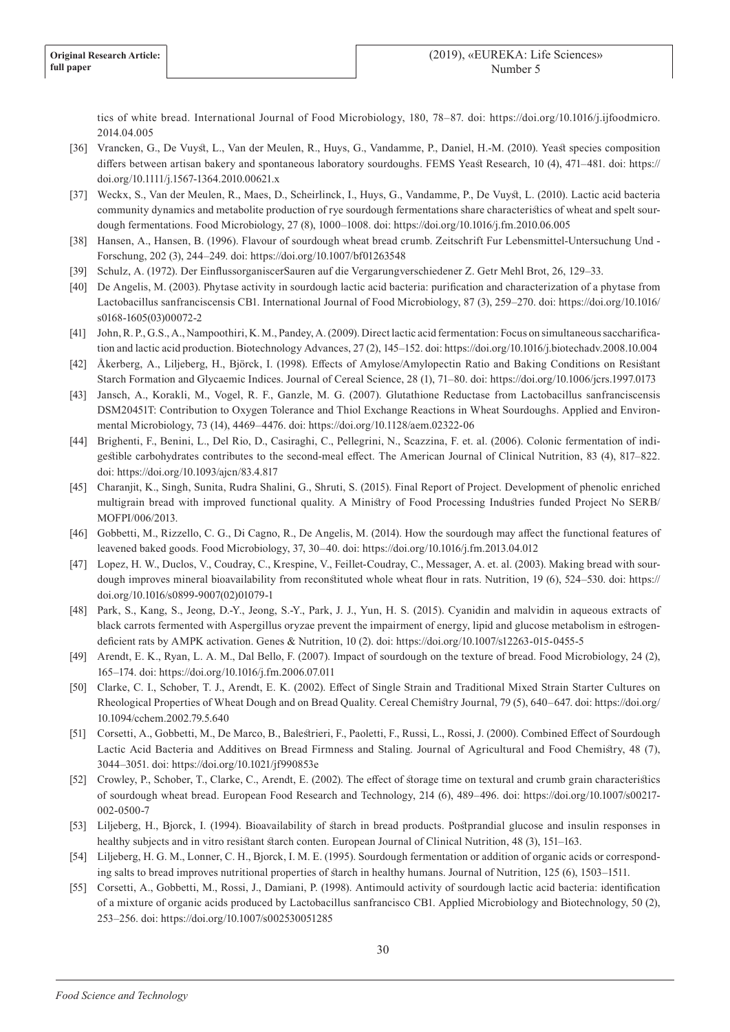tics of white bread. International Journal of Food Microbiology, 180, 78–87. doi: https://doi.org/10.1016/j.ijfoodmicro.2014.04.005

[36] Vrancken, G., De Vuyst, L., Van der Meulen, R., Huys, G., Vandamme, P., Daniel, H.-M. (2010). Yeast species composition differs between artisan bakery and spontaneous laboratory sourdoughs. FEMS Yeast Research, 10 (4), 471–481. doi: https://doi.org/10.1111/j.1567-1364.2010.00621.x

[37] Weckx, S., Van der Meulen, R., Maes, D., Scheirlinck, I., Huys, G., Vandamme, P., De Vuyst, L. (2010). Lactic acid bacteria community dynamics and metabolite production of rye sourdough fermentations share characteristics of wheat and spelt sourdough fermentations. Food Microbiology, 27 (8), 1000–1008. doi: https://doi.org/10.1016/j.fm.2010.06.005

[38] Hansen, A., Hansen, B. (1996). Flavour of sourdough wheat bread crumb. Zeitschrift Fur Lebensmittel-Untersuchung Und - Forschung, 202 (3), 244–249. doi: https://doi.org/10.1007/bf01263548

[39] Schulz, A. (1972). Der EinflussorganiscerSauren auf die Vergarungverschiedener Z. Getr Mehl Brot, 26, 129–33.

[40] De Angelis, M. (2003). Phytase activity in sourdough lactic acid bacteria: purification and characterization of a phytase from Lactobacillus sanfranciscensis CB1. International Journal of Food Microbiology, 87 (3), 259–270. doi: https://doi.org/10.1016/s0168-1605(03)00072-2

[41] John, R. P., G.S., A., Nampoothiri, K. M., Pandey, A. (2009). Direct lactic acid fermentation: Focus on simultaneous saccharification and lactic acid production. Biotechnology Advances, 27 (2), 145–152. doi: https://doi.org/10.1016/j.biotechadv.2008.10.004

[42] Åkerberg, A., Liljeberg, H., Björck, I. (1998). Effects of Amylose/Amylopectin Ratio and Baking Conditions on Resistant Starch Formation and Glycaemic Indices. Journal of Cereal Science, 28 (1), 71–80. doi: https://doi.org/10.1006/jcrs.1997.0173

[43] Jansch, A., Korakli, M., Vogel, R. F., Ganzle, M. G. (2007). Glutathione Reductase from Lactobacillus sanfranciscensis DSM20451T: Contribution to Oxygen Tolerance and Thiol Exchange Reactions in Wheat Sourdoughs. Applied and Environmental Microbiology, 73 (14), 4469–4476. doi: https://doi.org/10.1128/aem.02322-06

[44] Brighenti, F., Benini, L., Del Rio, D., Casiraghi, C., Pellegrini, N., Scazzina, F. et. al. (2006). Colonic fermentation of indigestible carbohydrates contributes to the second-meal effect. The American Journal of Clinical Nutrition, 83 (4), 817–822. doi: https://doi.org/10.1093/ajcn/83.4.817

[45] Charanjit, K., Singh, Sunita, Rudra Shalini, G., Shruti, S. (2015). Final Report of Project. Development of phenolic enriched multigrain bread with improved functional quality. A Ministry of Food Processing Industries funded Project No SERB/MOFPI/006/2013.

[46] Gobbetti, M., Rizzello, C. G., Di Cagno, R., De Angelis, M. (2014). How the sourdough may affect the functional features of leavened baked goods. Food Microbiology, 37, 30–40. doi: https://doi.org/10.1016/j.fm.2013.04.012

[47] Lopez, H. W., Duclos, V., Coudray, C., Krespine, V., Feillet-Coudray, C., Messager, A. et. al. (2003). Making bread with sourdough improves mineral bioavailability from reconstituted whole wheat flour in rats. Nutrition, 19 (6), 524–530. doi: https://doi.org/10.1016/s0899-9007(02)01079-1

[48] Park, S., Kang, S., Jeong, D.-Y., Jeong, S.-Y., Park, J. J., Yun, H. S. (2015). Cyanidin and malvidin in aqueous extracts of black carrots fermented with Aspergillus oryzae prevent the impairment of energy, lipid and glucose metabolism in estrogen-deficient rats by AMPK activation. Genes & Nutrition, 10 (2). doi: https://doi.org/10.1007/s12263-015-0455-5

[49] Arendt, E. K., Ryan, L. A. M., Dal Bello, F. (2007). Impact of sourdough on the texture of bread. Food Microbiology, 24 (2), 165–174. doi: https://doi.org/10.1016/j.fm.2006.07.011

[50] Clarke, C. I., Schober, T. J., Arendt, E. K. (2002). Effect of Single Strain and Traditional Mixed Strain Starter Cultures on Rheological Properties of Wheat Dough and on Bread Quality. Cereal Chemistry Journal, 79 (5), 640–647. doi: https://doi.org/10.1094/cchem.2002.79.5.640

[51] Corsetti, A., Gobbetti, M., De Marco, B., Balestrieri, F., Paoletti, F., Russi, L., Rossi, J. (2000). Combined Effect of Sourdough Lactic Acid Bacteria and Additives on Bread Firmness and Staling. Journal of Agricultural and Food Chemistry, 48 (7), 3044–3051. doi: https://doi.org/10.1021/jf990853e

[52] Crowley, P., Schober, T., Clarke, C., Arendt, E. (2002). The effect of storage time on textural and crumb grain characteristics of sourdough wheat bread. European Food Research and Technology, 214 (6), 489–496. doi: https://doi.org/10.1007/s00217-002-0500-7

[53] Liljeberg, H., Bjorck, I. (1994). Bioavailability of starch in bread products. Postprandial glucose and insulin responses in healthy subjects and in vitro resistant starch conten. European Journal of Clinical Nutrition, 48 (3), 151–163.

[54] Liljeberg, H. G. M., Lonner, C. H., Bjorck, I. M. E. (1995). Sourdough fermentation or addition of organic acids or corresponding salts to bread improves nutritional properties of starch in healthy humans. Journal of Nutrition, 125 (6), 1503–1511.

[55] Corsetti, A., Gobbetti, M., Rossi, J., Damiani, P. (1998). Antimould activity of sourdough lactic acid bacteria: identification of a mixture of organic acids produced by Lactobacillus sanfrancisco CB1. Applied Microbiology and Biotechnology, 50 (2), 253–256. doi: https://doi.org/10.1007/s002530051285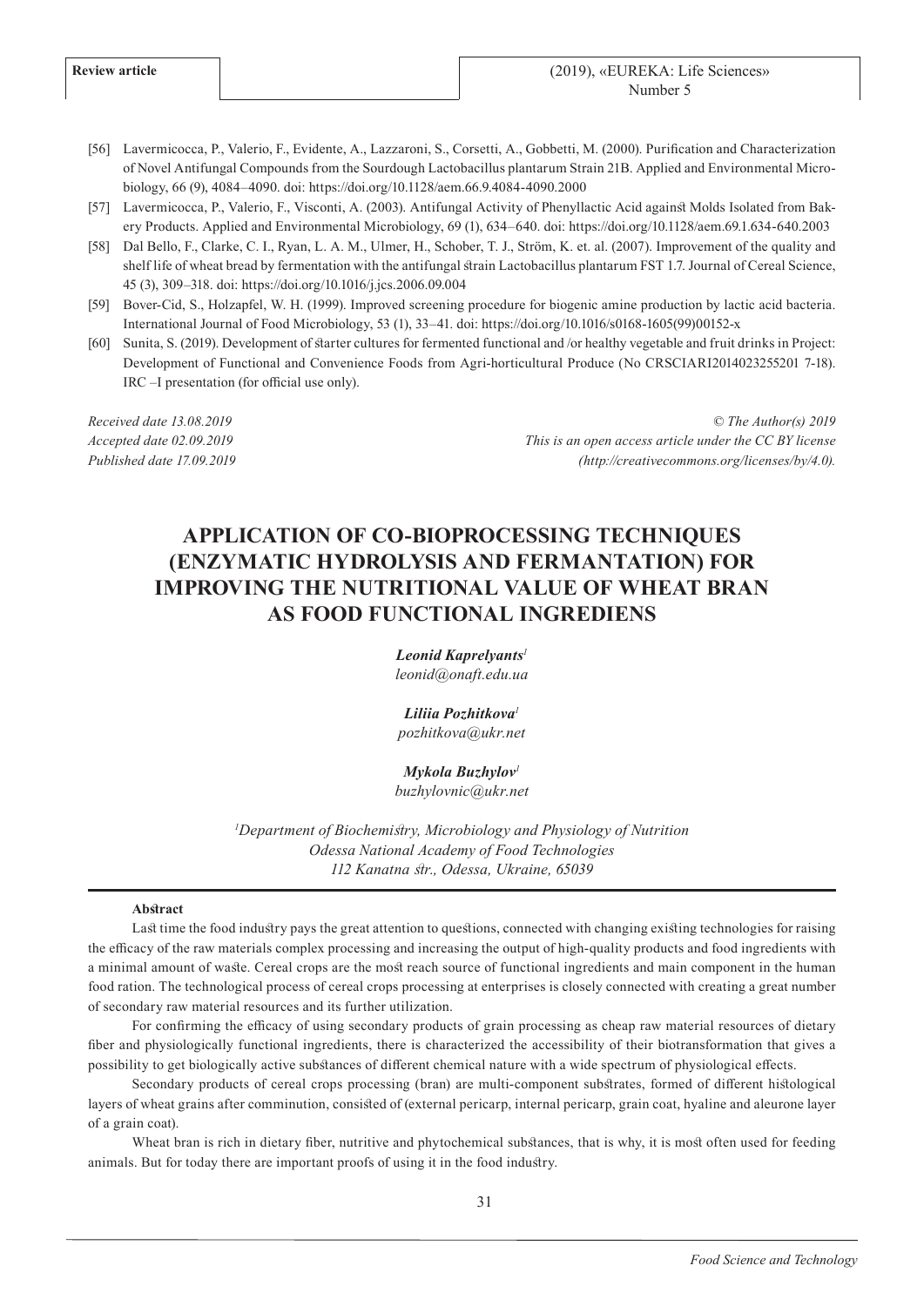[56] Lavermicocca, P., Valerio, F., Evidente, A., Lazzaroni, S., Corsetti, A., Gobbetti, M. (2000). Purification and Characterization of Novel Antifungal Compounds from the Sourdough Lactobacillus plantarum Strain 21B. Applied and Environmental Microbiology, 66 (9), 4084–4090. doi: https://doi.org/10.1128/aem.66.9.4084-4090.2000

[57] Lavermicocca, P., Valerio, F., Visconti, A. (2003). Antifungal Activity of Phenyllactic Acid against Molds Isolated from Bakery Products. Applied and Environmental Microbiology, 69 (1), 634–640. doi: https://doi.org/10.1128/aem.69.1.634-640.2003

[58] Dal Bello, F., Clarke, C. I., Ryan, L. A. M., Ulmer, H., Schober, T. J., Ström, K. et. al. (2007). Improvement of the quality and shelf life of wheat bread by fermentation with the antifungal strain Lactobacillus plantarum FST 1.7. Journal of Cereal Science, 45 (3), 309–318. doi: https://doi.org/10.1016/j.jcs.2006.09.004

[59] Bover-Cid, S., Holzapfel, W. H. (1999). Improved screening procedure for biogenic amine production by lactic acid bacteria. International Journal of Food Microbiology, 53 (1), 33–41. doi: https://doi.org/10.1016/s0168-1605(99)00152-x

[60] Sunita, S. (2019). Development of starter cultures for fermented functional and /or healthy vegetable and fruit drinks in Project: Development of Functional and Convenience Foods from Agri-horticultural Produce (No CRSCIARI2014023255201 7-18). IRC –I presentation (for official use only).

*Received date 13.08.2019*
*Accepted date 02.09.2019*
*Published date 17.09.2019*

*© The Author(s) 2019*
*This is an open access article under the CC BY license (http://creativecommons.org/licenses/by/4.0).*

# APPLICATION OF CO-BIOPROCESSING TECHNIQUES (ENZYMATIC HYDROLYSIS AND FERMANTATION) FOR IMPROVING THE NUTRITIONAL VALUE OF WHEAT BRAN AS FOOD FUNCTIONAL INGREDIENS

***Leonid Kaprelyants***[1]
*leonid@onaft.edu.ua*

***Liliia Pozhitkova***[1]
*pozhitkova@ukr.net*

***Mykola Buzhylov***[1]
*buzhylovnic@ukr.net*

[1]*Department of Biochemistry, Microbiology and Physiology of Nutrition*
*Odessa National Academy of Food Technologies*
*112 Kanatna str., Odessa, Ukraine, 65039*

**Abstract**

Last time the food industry pays the great attention to questions, connected with changing existing technologies for raising the efficacy of the raw materials complex processing and increasing the output of high-quality products and food ingredients with a minimal amount of waste. Cereal crops are the most reach source of functional ingredients and main component in the human food ration. The technological process of cereal crops processing at enterprises is closely connected with creating a great number of secondary raw material resources and its further utilization.

For confirming the efficacy of using secondary products of grain processing as cheap raw material resources of dietary fiber and physiologically functional ingredients, there is characterized the accessibility of their biotransformation that gives a possibility to get biologically active substances of different chemical nature with a wide spectrum of physiological effects.

Secondary products of cereal crops processing (bran) are multi-component substrates, formed of different histological layers of wheat grains after comminution, consisted of (external pericarp, internal pericarp, grain coat, hyaline and aleurone layer of a grain coat).

Wheat bran is rich in dietary fiber, nutritive and phytochemical substances, that is why, it is most often used for feeding animals. But for today there are important proofs of using it in the food industry.